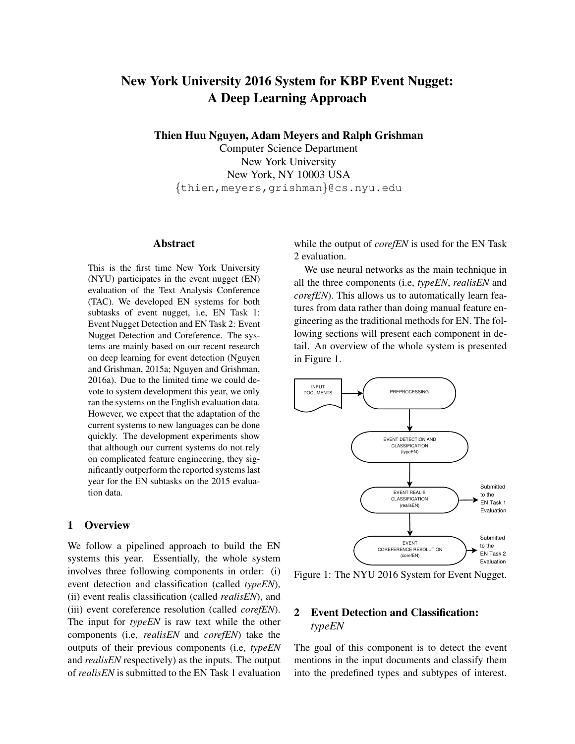# New York University 2016 System for KBP Event Nugget: A Deep Learning Approach

**Thien Huu Nguyen, Adam Meyers and Ralph Grishman**
Computer Science Department
New York University
New York, NY 10003 USA
{thien,meyers,grishman}@cs.nyu.edu

## Abstract

This is the first time New York University (NYU) participates in the event nugget (EN) evaluation of the Text Analysis Conference (TAC). We developed EN systems for both subtasks of event nugget, i.e, EN Task 1: Event Nugget Detection and EN Task 2: Event Nugget Detection and Coreference. The systems are mainly based on our recent research on deep learning for event detection (Nguyen and Grishman, 2015a; Nguyen and Grishman, 2016a). Due to the limited time we could devote to system development this year, we only ran the systems on the English evaluation data. However, we expect that the adaptation of the current systems to new languages can be done quickly. The development experiments show that although our current systems do not rely on complicated feature engineering, they significantly outperform the reported systems last year for the EN subtasks on the 2015 evaluation data.

## 1 Overview

We follow a pipelined approach to build the EN systems this year. Essentially, the whole system involves three following components in order: (i) event detection and classification (called *typeEN*), (ii) event realis classification (called *realisEN*), and (iii) event coreference resolution (called *corefEN*). The input for *typeEN* is raw text while the other components (i.e, *realisEN* and *corefEN*) take the outputs of their previous components (i.e, *typeEN* and *realisEN* respectively) as the inputs. The output of *realisEN* is submitted to the EN Task 1 evaluation while the output of *corefEN* is used for the EN Task 2 evaluation.

We use neural networks as the main technique in all the three components (i.e, *typeEN*, *realisEN* and *corefEN*). This allows us to automatically learn features from data rather than doing manual feature engineering as the traditional methods for EN. The following sections will present each component in detail. An overview of the whole system is presented in Figure 1.

INPUT DOCUMENTS → PREPROCESSING → EVENT DETECTION AND CLASSIFICATION (typeEN) → EVENT REALIS CLASSIFICATION (realisEN) → Submitted to the EN Task 1 Evaluation
EVENT REALIS CLASSIFICATION (realisEN) → EVENT COREFERENCE RESOLUTION (corefEN) → Submitted to the EN Task 2 Evaluation

Figure 1: The NYU 2016 System for Event Nugget.

## 2 Event Detection and Classification: *typeEN*

The goal of this component is to detect the event mentions in the input documents and classify them into the predefined types and subtypes of interest.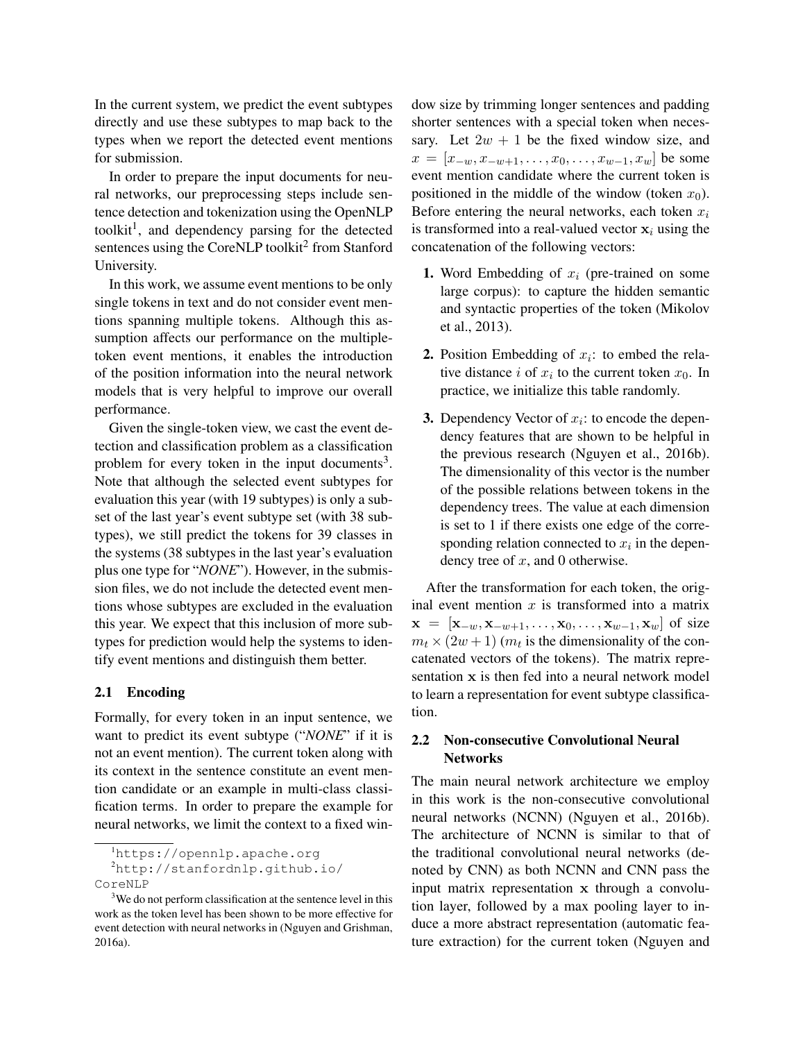In the current system, we predict the event subtypes directly and use these subtypes to map back to the types when we report the detected event mentions for submission.

In order to prepare the input documents for neural networks, our preprocessing steps include sentence detection and tokenization using the OpenNLP toolkit[1], and dependency parsing for the detected sentences using the CoreNLP toolkit[2] from Stanford University.

In this work, we assume event mentions to be only single tokens in text and do not consider event mentions spanning multiple tokens. Although this assumption affects our performance on the multiple-token event mentions, it enables the introduction of the position information into the neural network models that is very helpful to improve our overall performance.

Given the single-token view, we cast the event detection and classification problem as a classification problem for every token in the input documents[3]. Note that although the selected event subtypes for evaluation this year (with 19 subtypes) is only a subset of the last year's event subtype set (with 38 subtypes), we still predict the tokens for 39 classes in the systems (38 subtypes in the last year's evaluation plus one type for "*NONE*"). However, in the submission files, we do not include the detected event mentions whose subtypes are excluded in the evaluation this year. We expect that this inclusion of more subtypes for prediction would help the systems to identify event mentions and distinguish them better.

## 2.1 Encoding

Formally, for every token in an input sentence, we want to predict its event subtype ("*NONE*" if it is not an event mention). The current token along with its context in the sentence constitute an event mention candidate or an example in multi-class classification terms. In order to prepare the example for neural networks, we limit the context to a fixed window size by trimming longer sentences and padding shorter sentences with a special token when necessary. Let $2w + 1$ be the fixed window size, and $x = [x_{-w}, x_{-w+1}, \ldots, x_0, \ldots, x_{w-1}, x_w]$ be some event mention candidate where the current token is positioned in the middle of the window (token $x_0$). Before entering the neural networks, each token $x_i$ is transformed into a real-valued vector $\mathbf{x}_i$ using the concatenation of the following vectors:

1. Word Embedding of $x_i$ (pre-trained on some large corpus): to capture the hidden semantic and syntactic properties of the token (Mikolov et al., 2013).

2. Position Embedding of $x_i$: to embed the relative distance $i$ of $x_i$ to the current token $x_0$. In practice, we initialize this table randomly.

3. Dependency Vector of $x_i$: to encode the dependency features that are shown to be helpful in the previous research (Nguyen et al., 2016b). The dimensionality of this vector is the number of the possible relations between tokens in the dependency trees. The value at each dimension is set to 1 if there exists one edge of the corresponding relation connected to $x_i$ in the dependency tree of $x$, and 0 otherwise.

After the transformation for each token, the original event mention $x$ is transformed into a matrix $\mathbf{x} = [\mathbf{x}_{-w}, \mathbf{x}_{-w+1}, \ldots, \mathbf{x}_0, \ldots, \mathbf{x}_{w-1}, \mathbf{x}_w]$ of size $m_t \times (2w + 1)$ ($m_t$ is the dimensionality of the concatenated vectors of the tokens). The matrix representation $\mathbf{x}$ is then fed into a neural network model to learn a representation for event subtype classification.

## 2.2 Non-consecutive Convolutional Neural Networks

The main neural network architecture we employ in this work is the non-consecutive convolutional neural networks (NCNN) (Nguyen et al., 2016b). The architecture of NCNN is similar to that of the traditional convolutional neural networks (denoted by CNN) as both NCNN and CNN pass the input matrix representation $\mathbf{x}$ through a convolution layer, followed by a max pooling layer to induce a more abstract representation (automatic feature extraction) for the current token (Nguyen and

[1] https://opennlp.apache.org

[2] http://stanfordnlp.github.io/CoreNLP

[3] We do not perform classification at the sentence level in this work as the token level has been shown to be more effective for event detection with neural networks in (Nguyen and Grishman, 2016a).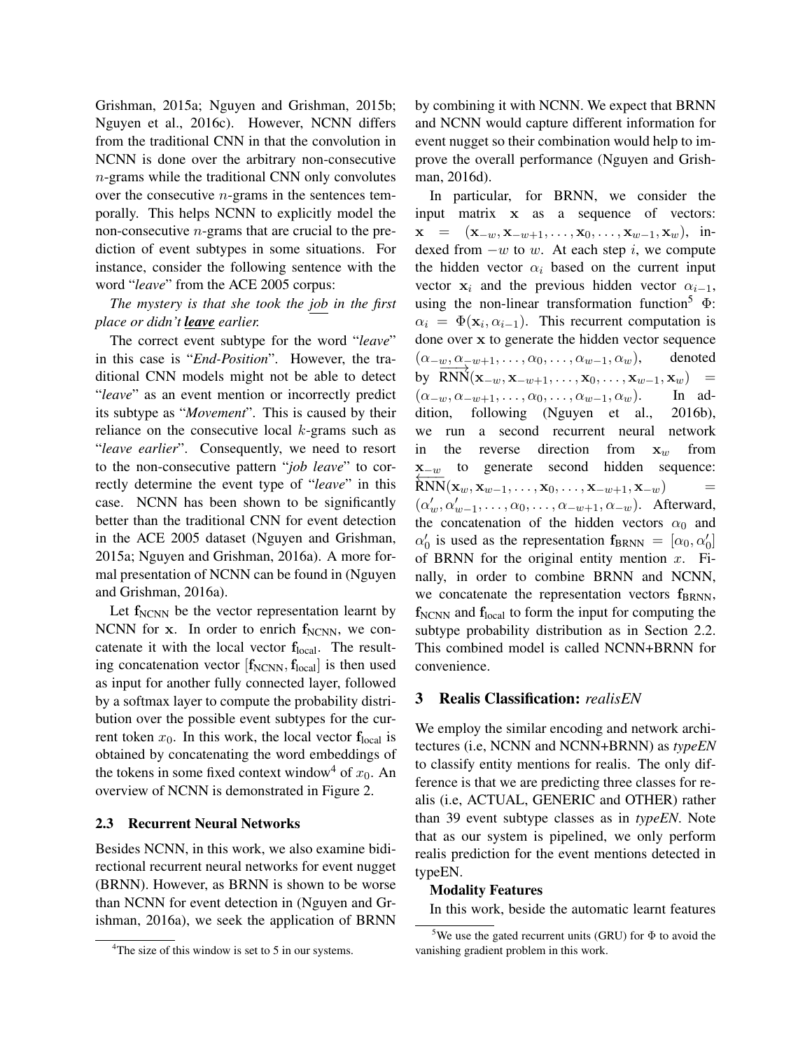Grishman, 2015a; Nguyen and Grishman, 2015b; Nguyen et al., 2016c). However, NCNN differs from the traditional CNN in that the convolution in NCNN is done over the arbitrary non-consecutive $n$-grams while the traditional CNN only convolutes over the consecutive $n$-grams in the sentences temporally. This helps NCNN to explicitly model the non-consecutive $n$-grams that are crucial to the prediction of event subtypes in some situations. For instance, consider the following sentence with the word "*leave*" from the ACE 2005 corpus:

*The mystery is that she took the job in the first place or didn't* ***leave*** *earlier.*

The correct event subtype for the word "*leave*" in this case is "*End-Position*". However, the traditional CNN models might not be able to detect "*leave*" as an event mention or incorrectly predict its subtype as "*Movement*". This is caused by their reliance on the consecutive local $k$-grams such as "*leave earlier*". Consequently, we need to resort to the non-consecutive pattern "*job leave*" to correctly determine the event type of "*leave*" in this case. NCNN has been shown to be significantly better than the traditional CNN for event detection in the ACE 2005 dataset (Nguyen and Grishman, 2015a; Nguyen and Grishman, 2016a). A more formal presentation of NCNN can be found in (Nguyen and Grishman, 2016a).

Let $\mathbf{f}_{\text{NCNN}}$ be the vector representation learnt by NCNN for $\mathbf{x}$. In order to enrich $\mathbf{f}_{\text{NCNN}}$, we concatenate it with the local vector $\mathbf{f}_{\text{local}}$. The resulting concatenation vector $[\mathbf{f}_{\text{NCNN}}, \mathbf{f}_{\text{local}}]$ is then used as input for another fully connected layer, followed by a softmax layer to compute the probability distribution over the possible event subtypes for the current token $x_0$. In this work, the local vector $\mathbf{f}_{\text{local}}$ is obtained by concatenating the word embeddings of the tokens in some fixed context window[4] of $x_0$. An overview of NCNN is demonstrated in Figure 2.

### 2.3 Recurrent Neural Networks

Besides NCNN, in this work, we also examine bidirectional recurrent neural networks for event nugget (BRNN). However, as BRNN is shown to be worse than NCNN for event detection in (Nguyen and Grishman, 2016a), we seek the application of BRNN by combining it with NCNN. We expect that BRNN and NCNN would capture different information for event nugget so their combination would help to improve the overall performance (Nguyen and Grishman, 2016d).

In particular, for BRNN, we consider the input matrix $\mathbf{x}$ as a sequence of vectors: $\mathbf{x} = (\mathbf{x}_{-w}, \mathbf{x}_{-w+1}, \ldots, \mathbf{x}_0, \ldots, \mathbf{x}_{w-1}, \mathbf{x}_w)$, indexed from $-w$ to $w$. At each step $i$, we compute the hidden vector $\alpha_i$ based on the current input vector $\mathbf{x}_i$ and the previous hidden vector $\alpha_{i-1}$, using the non-linear transformation function[5] $\Phi$: $\alpha_i = \Phi(\mathbf{x}_i, \alpha_{i-1})$. This recurrent computation is done over $\mathbf{x}$ to generate the hidden vector sequence $(\alpha_{-w}, \alpha_{-w+1}, \ldots, \alpha_0, \ldots, \alpha_{w-1}, \alpha_w)$, denoted by $\overrightarrow{\text{RNN}}(\mathbf{x}_{-w}, \mathbf{x}_{-w+1}, \ldots, \mathbf{x}_0, \ldots, \mathbf{x}_{w-1}, \mathbf{x}_w) = (\alpha_{-w}, \alpha_{-w+1}, \ldots, \alpha_0, \ldots, \alpha_{w-1}, \alpha_w)$. In addition, following (Nguyen et al., 2016b), we run a second recurrent neural network in the reverse direction from $\mathbf{x}_w$ from $\mathbf{x}_{-w}$ to generate second hidden sequence: $\overleftarrow{\text{RNN}}(\mathbf{x}_w, \mathbf{x}_{w-1}, \ldots, \mathbf{x}_0, \ldots, \mathbf{x}_{-w+1}, \mathbf{x}_{-w}) = (\alpha'_w, \alpha'_{w-1}, \ldots, \alpha_0, \ldots, \alpha_{-w+1}, \alpha_{-w})$. Afterward, the concatenation of the hidden vectors $\alpha_0$ and $\alpha'_0$ is used as the representation $\mathbf{f}_{\text{BRNN}} = [\alpha_0, \alpha'_0]$ of BRNN for the original entity mention $x$. Finally, in order to combine BRNN and NCNN, we concatenate the representation vectors $\mathbf{f}_{\text{BRNN}}$, $\mathbf{f}_{\text{NCNN}}$ and $\mathbf{f}_{\text{local}}$ to form the input for computing the subtype probability distribution as in Section 2.2. This combined model is called NCNN+BRNN for convenience.

## 3 Realis Classification: *realisEN*

We employ the similar encoding and network architectures (i.e, NCNN and NCNN+BRNN) as *typeEN* to classify entity mentions for realis. The only difference is that we are predicting three classes for realis (i.e, ACTUAL, GENERIC and OTHER) rather than 39 event subtype classes as in *typeEN*. Note that as our system is pipelined, we only perform realis prediction for the event mentions detected in typeEN.

**Modality Features**

In this work, beside the automatic learnt features

[4] The size of this window is set to 5 in our systems.

[5] We use the gated recurrent units (GRU) for $\Phi$ to avoid the vanishing gradient problem in this work.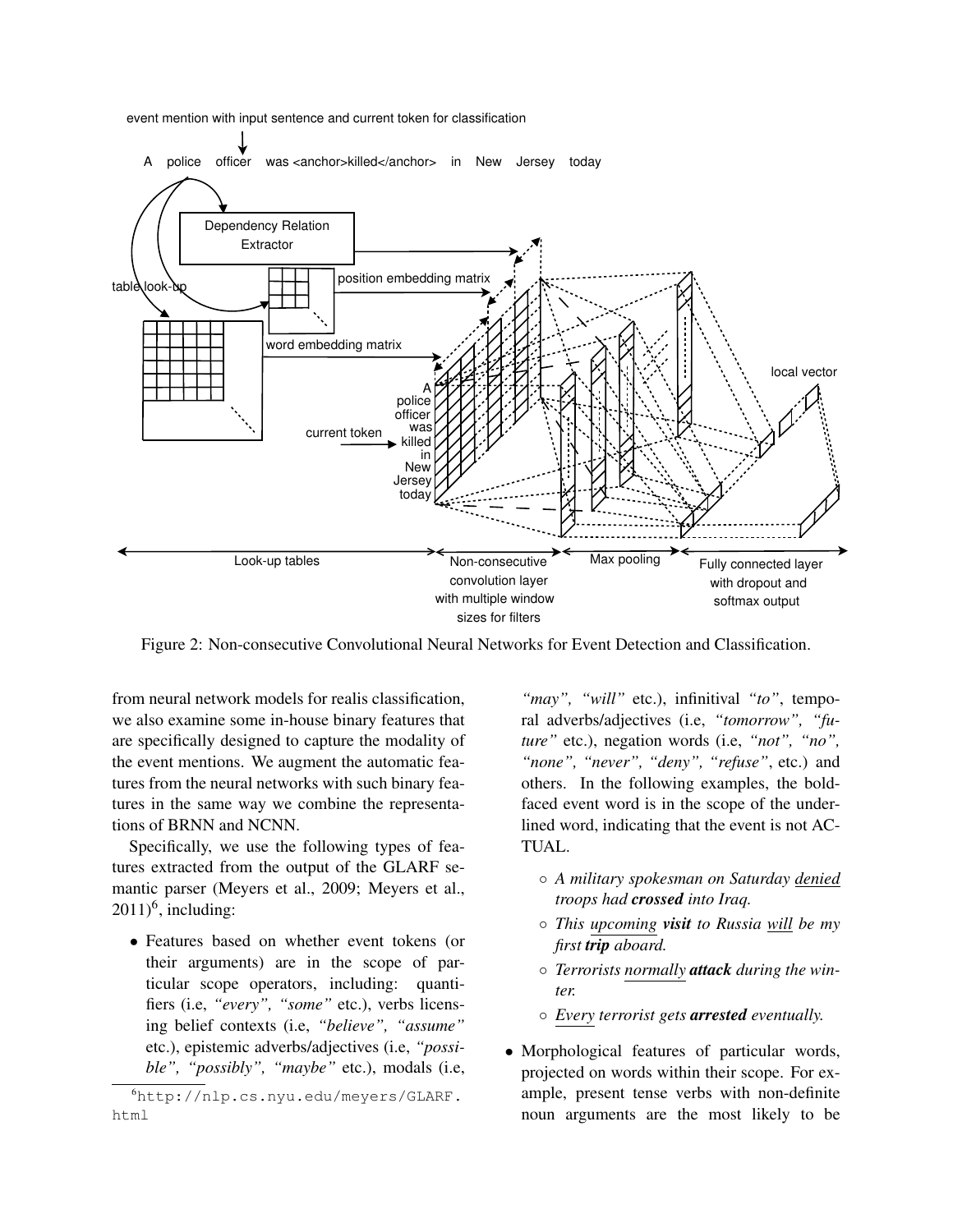Figure 2: Non-consecutive Convolutional Neural Networks for Event Detection and Classification.

from neural network models for realis classification, we also examine some in-house binary features that are specifically designed to capture the modality of the event mentions. We augment the automatic features from the neural networks with such binary features in the same way we combine the representations of BRNN and NCNN.

Specifically, we use the following types of features extracted from the output of the GLARF semantic parser (Meyers et al., 2009; Meyers et al., 2011)[6], including:

- Features based on whether event tokens (or their arguments) are in the scope of particular scope operators, including: quantifiers (i.e, *"every", "some"* etc.), verbs licensing belief contexts (i.e, *"believe", "assume"* etc.), epistemic adverbs/adjectives (i.e, *"possible", "possibly", "maybe"* etc.), modals (i.e, *"may", "will"* etc.), infinitival *"to"*, temporal adverbs/adjectives (i.e, *"tomorrow", "future"* etc.), negation words (i.e, *"not", "no", "none", "never", "deny", "refuse"*, etc.) and others. In the following examples, the boldfaced event word is in the scope of the underlined word, indicating that the event is not ACTUAL.
  - *A military spokesman on Saturday denied troops had* ***crossed*** *into Iraq.*
  - *This upcoming* ***visit*** *to Russia will be my first* ***trip*** *aboard.*
  - *Terrorists normally* ***attack*** *during the winter.*
  - *Every terrorist gets* ***arrested*** *eventually.*
- Morphological features of particular words, projected on words within their scope. For example, present tense verbs with non-definite noun arguments are the most likely to be

[6] http://nlp.cs.nyu.edu/meyers/GLARF.html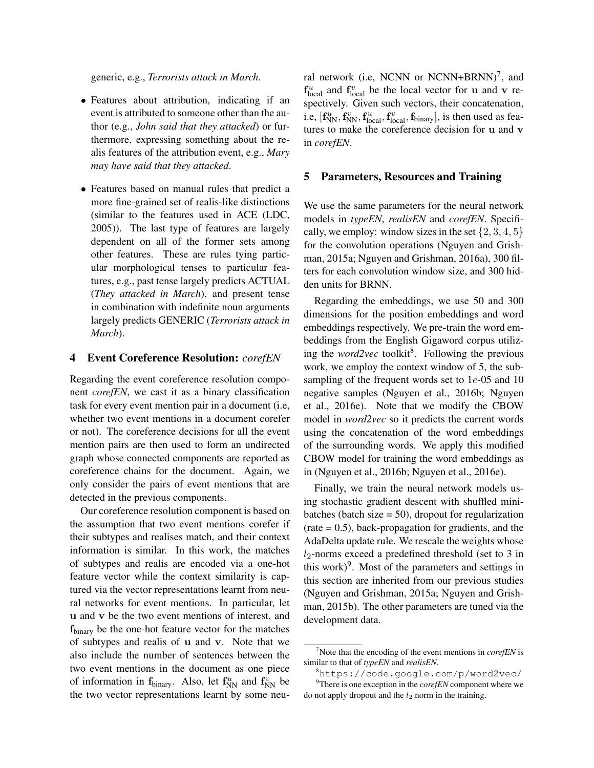generic, e.g., *Terrorists attack in March*.

- Features about attribution, indicating if an event is attributed to someone other than the author (e.g., *John said that they attacked*) or furthermore, expressing something about the realis features of the attribution event, e.g., *Mary may have said that they attacked*.
- Features based on manual rules that predict a more fine-grained set of realis-like distinctions (similar to the features used in ACE (LDC, 2005)). The last type of features are largely dependent on all of the former sets among other features. These are rules tying particular morphological tenses to particular features, e.g., past tense largely predicts ACTUAL (*They attacked in March*), and present tense in combination with indefinite noun arguments largely predicts GENERIC (*Terrorists attack in March*).

## 4 Event Coreference Resolution: *corefEN*

Regarding the event coreference resolution component *corefEN*, we cast it as a binary classification task for every event mention pair in a document (i.e, whether two event mentions in a document corefer or not). The coreference decisions for all the event mention pairs are then used to form an undirected graph whose connected components are reported as coreference chains for the document. Again, we only consider the pairs of event mentions that are detected in the previous components.

Our coreference resolution component is based on the assumption that two event mentions corefer if their subtypes and realises match, and their context information is similar. In this work, the matches of subtypes and realis are encoded via a one-hot feature vector while the context similarity is captured via the vector representations learnt from neural networks for event mentions. In particular, let $\mathbf{u}$ and $\mathbf{v}$ be the two event mentions of interest, and $\mathbf{f}_{\text{binary}}$ be the one-hot feature vector for the matches of subtypes and realis of $\mathbf{u}$ and $\mathbf{v}$. Note that we also include the number of sentences between the two event mentions in the document as one piece of information in $\mathbf{f}_{\text{binary}}$. Also, let $\mathbf{f}^{u}_{\text{NN}}$ and $\mathbf{f}^{v}_{\text{NN}}$ be the two vector representations learnt by some neural network (i.e, NCNN or NCNN+BRNN)[7], and $\mathbf{f}^{u}_{\text{local}}$ and $\mathbf{f}^{v}_{\text{local}}$ be the local vector for $\mathbf{u}$ and $\mathbf{v}$ respectively. Given such vectors, their concatenation, i.e, $[\mathbf{f}^{u}_{\text{NN}}, \mathbf{f}^{v}_{\text{NN}}, \mathbf{f}^{u}_{\text{local}}, \mathbf{f}^{v}_{\text{local}}, \mathbf{f}_{\text{binary}}]$, is then used as features to make the coreference decision for $\mathbf{u}$ and $\mathbf{v}$ in *corefEN*.

## 5 Parameters, Resources and Training

We use the same parameters for the neural network models in *typeEN*, *realisEN* and *corefEN*. Specifically, we employ: window sizes in the set $\{2, 3, 4, 5\}$ for the convolution operations (Nguyen and Grishman, 2015a; Nguyen and Grishman, 2016a), 300 filters for each convolution window size, and 300 hidden units for BRNN.

Regarding the embeddings, we use 50 and 300 dimensions for the position embeddings and word embeddings respectively. We pre-train the word embeddings from the English Gigaword corpus utilizing the *word2vec* toolkit[8]. Following the previous work, we employ the context window of 5, the subsampling of the frequent words set to $1e$-05 and 10 negative samples (Nguyen et al., 2016b; Nguyen et al., 2016e). Note that we modify the CBOW model in *word2vec* so it predicts the current words using the concatenation of the word embeddings of the surrounding words. We apply this modified CBOW model for training the word embeddings as in (Nguyen et al., 2016b; Nguyen et al., 2016e).

Finally, we train the neural network models using stochastic gradient descent with shuffled minibatches (batch size = 50), dropout for regularization (rate = 0.5), back-propagation for gradients, and the AdaDelta update rule. We rescale the weights whose $l_2$-norms exceed a predefined threshold (set to 3 in this work)[9]. Most of the parameters and settings in this section are inherited from our previous studies (Nguyen and Grishman, 2015a; Nguyen and Grishman, 2015b). The other parameters are tuned via the development data.

---

[7] Note that the encoding of the event mentions in *corefEN* is similar to that of *typeEN* and *realisEN*.

[8] https://code.google.com/p/word2vec/

[9] There is one exception in the *corefEN* component where we do not apply dropout and the $l_2$ norm in the training.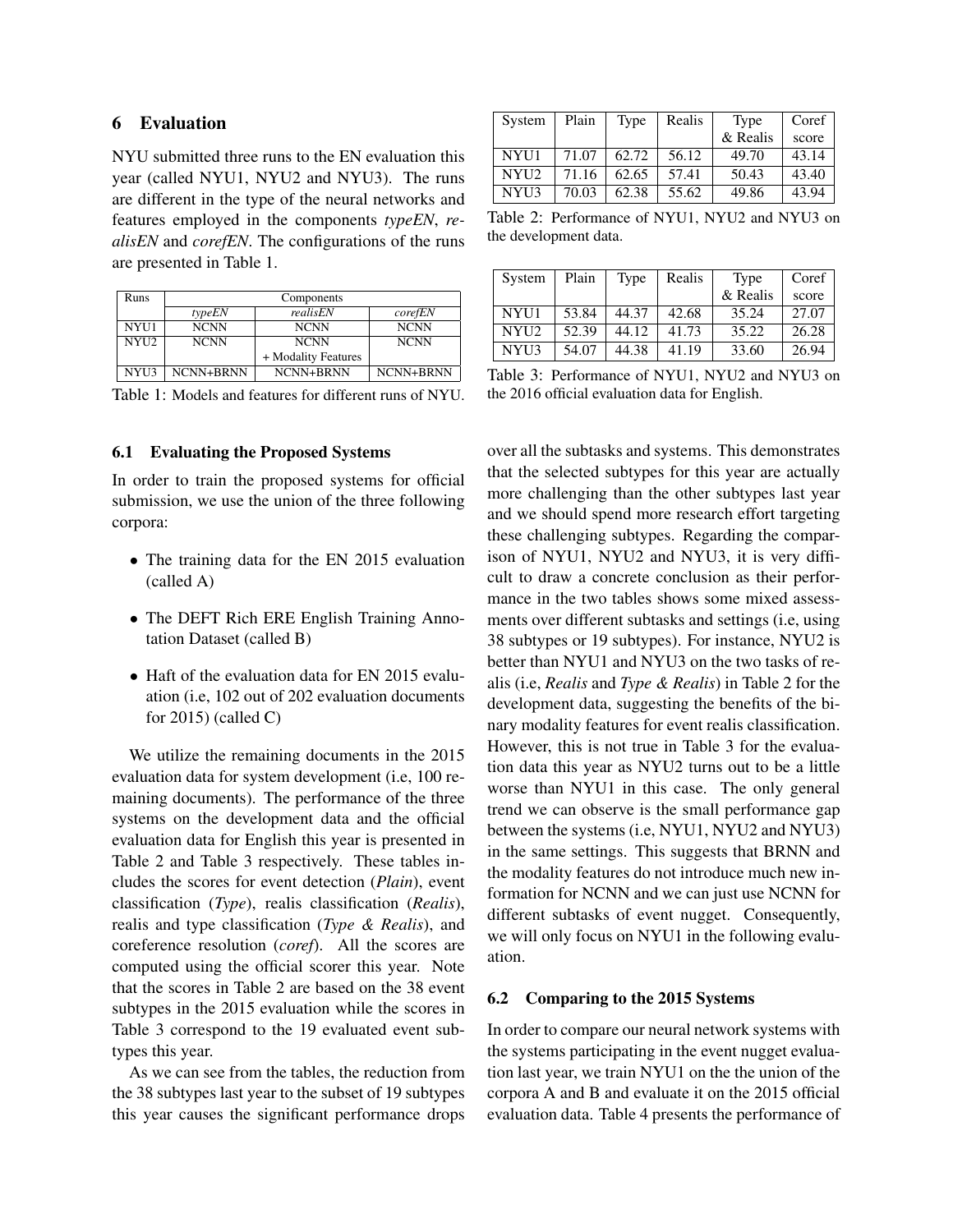## 6 Evaluation

NYU submitted three runs to the EN evaluation this year (called NYU1, NYU2 and NYU3). The runs are different in the type of the neural networks and features employed in the components *typeEN*, *realisEN* and *corefEN*. The configurations of the runs are presented in Table 1.

| Runs | Components | | |
|---|---|---|---|
| | *typeEN* | *realisEN* | *corefEN* |
| NYU1 | NCNN | NCNN | NCNN |
| NYU2 | NCNN | NCNN + Modality Features | NCNN |
| NYU3 | NCNN+BRNN | NCNN+BRNN | NCNN+BRNN |

Table 1: Models and features for different runs of NYU.

| System | Plain | Type | Realis | Type & Realis | Coref score |
|---|---|---|---|---|---|
| NYU1 | 71.07 | 62.72 | 56.12 | 49.70 | 43.14 |
| NYU2 | 71.16 | 62.65 | 57.41 | 50.43 | 43.40 |
| NYU3 | 70.03 | 62.38 | 55.62 | 49.86 | 43.94 |

Table 2: Performance of NYU1, NYU2 and NYU3 on the development data.

| System | Plain | Type | Realis | Type & Realis | Coref score |
|---|---|---|---|---|---|
| NYU1 | 53.84 | 44.37 | 42.68 | 35.24 | 27.07 |
| NYU2 | 52.39 | 44.12 | 41.73 | 35.22 | 26.28 |
| NYU3 | 54.07 | 44.38 | 41.19 | 33.60 | 26.94 |

Table 3: Performance of NYU1, NYU2 and NYU3 on the 2016 official evaluation data for English.

### 6.1 Evaluating the Proposed Systems

In order to train the proposed systems for official submission, we use the union of the three following corpora:

- The training data for the EN 2015 evaluation (called A)
- The DEFT Rich ERE English Training Annotation Dataset (called B)
- Haft of the evaluation data for EN 2015 evaluation (i.e, 102 out of 202 evaluation documents for 2015) (called C)

We utilize the remaining documents in the 2015 evaluation data for system development (i.e, 100 remaining documents). The performance of the three systems on the development data and the official evaluation data for English this year is presented in Table 2 and Table 3 respectively. These tables includes the scores for event detection (*Plain*), event classification (*Type*), realis classification (*Realis*), realis and type classification (*Type & Realis*), and coreference resolution (*coref*). All the scores are computed using the official scorer this year. Note that the scores in Table 2 are based on the 38 event subtypes in the 2015 evaluation while the scores in Table 3 correspond to the 19 evaluated event subtypes this year.

As we can see from the tables, the reduction from the 38 subtypes last year to the subset of 19 subtypes this year causes the significant performance drops over all the subtasks and systems. This demonstrates that the selected subtypes for this year are actually more challenging than the other subtypes last year and we should spend more research effort targeting these challenging subtypes. Regarding the comparison of NYU1, NYU2 and NYU3, it is very difficult to draw a concrete conclusion as their performance in the two tables shows some mixed assessments over different subtasks and settings (i.e, using 38 subtypes or 19 subtypes). For instance, NYU2 is better than NYU1 and NYU3 on the two tasks of realis (i.e, *Realis* and *Type & Realis*) in Table 2 for the development data, suggesting the benefits of the binary modality features for event realis classification. However, this is not true in Table 3 for the evaluation data this year as NYU2 turns out to be a little worse than NYU1 in this case. The only general trend we can observe is the small performance gap between the systems (i.e, NYU1, NYU2 and NYU3) in the same settings. This suggests that BRNN and the modality features do not introduce much new information for NCNN and we can just use NCNN for different subtasks of event nugget. Consequently, we will only focus on NYU1 in the following evaluation.

### 6.2 Comparing to the 2015 Systems

In order to compare our neural network systems with the systems participating in the event nugget evaluation last year, we train NYU1 on the the union of the corpora A and B and evaluate it on the 2015 official evaluation data. Table 4 presents the performance of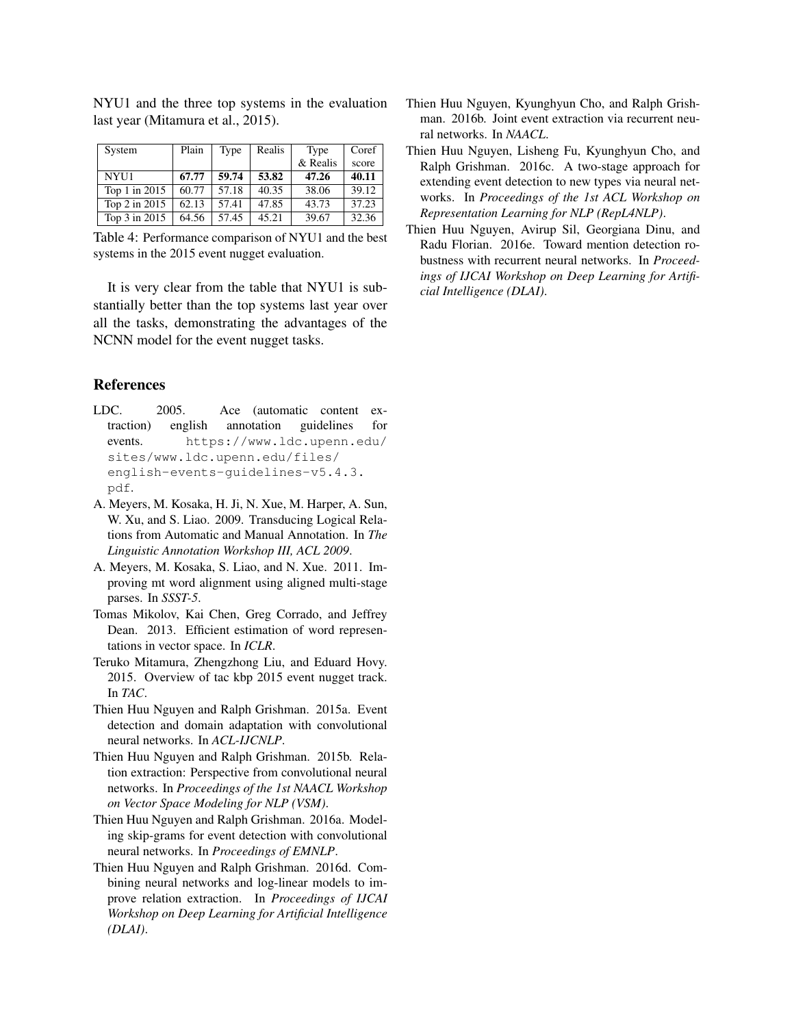NYU1 and the three top systems in the evaluation last year (Mitamura et al., 2015).

| System | Plain | Type | Realis | Type & Realis | Coref score |
|---|---|---|---|---|---|
| NYU1 | **67.77** | **59.74** | **53.82** | **47.26** | **40.11** |
| Top 1 in 2015 | 60.77 | 57.18 | 40.35 | 38.06 | 39.12 |
| Top 2 in 2015 | 62.13 | 57.41 | 47.85 | 43.73 | 37.23 |
| Top 3 in 2015 | 64.56 | 57.45 | 45.21 | 39.67 | 32.36 |

Table 4: Performance comparison of NYU1 and the best systems in the 2015 event nugget evaluation.

It is very clear from the table that NYU1 is substantially better than the top systems last year over all the tasks, demonstrating the advantages of the NCNN model for the event nugget tasks.

## References

LDC. 2005. Ace (automatic content extraction) english annotation guidelines for events. https://www.ldc.upenn.edu/sites/www.ldc.upenn.edu/files/english-events-guidelines-v5.4.3.pdf.

A. Meyers, M. Kosaka, H. Ji, N. Xue, M. Harper, A. Sun, W. Xu, and S. Liao. 2009. Transducing Logical Relations from Automatic and Manual Annotation. In *The Linguistic Annotation Workshop III, ACL 2009*.

A. Meyers, M. Kosaka, S. Liao, and N. Xue. 2011. Improving mt word alignment using aligned multi-stage parses. In *SSST-5*.

Tomas Mikolov, Kai Chen, Greg Corrado, and Jeffrey Dean. 2013. Efficient estimation of word representations in vector space. In *ICLR*.

Teruko Mitamura, Zhengzhong Liu, and Eduard Hovy. 2015. Overview of tac kbp 2015 event nugget track. In *TAC*.

Thien Huu Nguyen and Ralph Grishman. 2015a. Event detection and domain adaptation with convolutional neural networks. In *ACL-IJCNLP*.

Thien Huu Nguyen and Ralph Grishman. 2015b. Relation extraction: Perspective from convolutional neural networks. In *Proceedings of the 1st NAACL Workshop on Vector Space Modeling for NLP (VSM)*.

Thien Huu Nguyen and Ralph Grishman. 2016a. Modeling skip-grams for event detection with convolutional neural networks. In *Proceedings of EMNLP*.

Thien Huu Nguyen and Ralph Grishman. 2016d. Combining neural networks and log-linear models to improve relation extraction. In *Proceedings of IJCAI Workshop on Deep Learning for Artificial Intelligence (DLAI)*.

Thien Huu Nguyen, Kyunghyun Cho, and Ralph Grishman. 2016b. Joint event extraction via recurrent neural networks. In *NAACL*.

Thien Huu Nguyen, Lisheng Fu, Kyunghyun Cho, and Ralph Grishman. 2016c. A two-stage approach for extending event detection to new types via neural networks. In *Proceedings of the 1st ACL Workshop on Representation Learning for NLP (RepL4NLP)*.

Thien Huu Nguyen, Avirup Sil, Georgiana Dinu, and Radu Florian. 2016e. Toward mention detection robustness with recurrent neural networks. In *Proceedings of IJCAI Workshop on Deep Learning for Artificial Intelligence (DLAI)*.